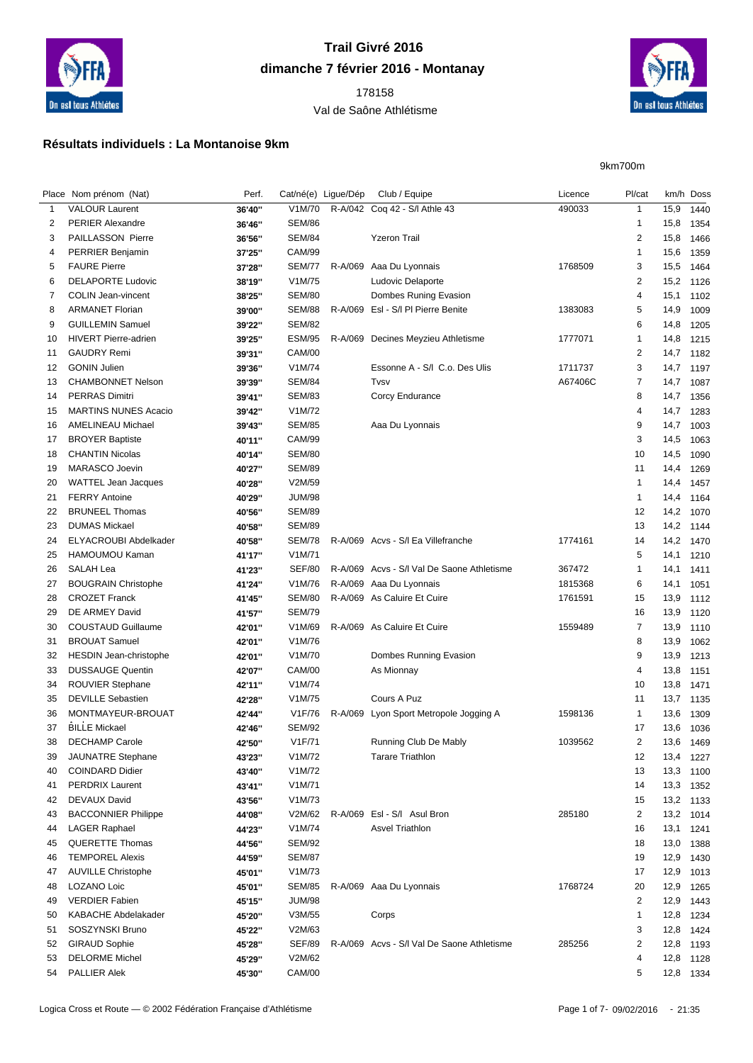# Trail Givré 2016

**dimanche 7 février 2016 - Montanay**

178158

Val de Saône Athlétisme

## Résultats individuels : La Montanoise 9km

9km700m

| Place | Nom prénom (Nat) | Perf. | Cat/né(e) | Ligue/Dép | Club / Equipe | Licence | Pl/cat | km/h | Doss |
|---|---|---|---|---|---|---|---|---|---|
| 1 | VALOUR Laurent | 36'40'' | V1M/70 | R-A/042 | Coq 42 - S/l Athle 43 | 490033 | 1 | 15,9 | 1440 |
| 2 | PERIER Alexandre | 36'46'' | SEM/86 | | | | 1 | 15,8 | 1354 |
| 3 | PAILLASSON Pierre | 36'56'' | SEM/84 | | Yzeron Trail | | 2 | 15,8 | 1466 |
| 4 | PERRIER Benjamin | 37'25'' | CAM/99 | | | | 1 | 15,6 | 1359 |
| 5 | FAURE Pierre | 37'28'' | SEM/77 | R-A/069 | Aaa Du Lyonnais | 1768509 | 3 | 15,5 | 1464 |
| 6 | DELAPORTE Ludovic | 38'19'' | V1M/75 | | Ludovic Delaporte | | 2 | 15,2 | 1126 |
| 7 | COLIN Jean-vincent | 38'25'' | SEM/80 | | Dombes Runing Evasion | | 4 | 15,1 | 1102 |
| 8 | ARMANET Florian | 39'00'' | SEM/88 | R-A/069 | Esl - S/l Pl Pierre Benite | 1383083 | 5 | 14,9 | 1009 |
| 9 | GUILLEMIN Samuel | 39'22'' | SEM/82 | | | | 6 | 14,8 | 1205 |
| 10 | HIVERT Pierre-adrien | 39'25'' | ESM/95 | R-A/069 | Decines Meyzieu Athletisme | 1777071 | 1 | 14,8 | 1215 |
| 11 | GAUDRY Remi | 39'31'' | CAM/00 | | | | 2 | 14,7 | 1182 |
| 12 | GONIN Julien | 39'36'' | V1M/74 | | Essonne A - S/l C.o. Des Ulis | 1711737 | 3 | 14,7 | 1197 |
| 13 | CHAMBONNET Nelson | 39'39'' | SEM/84 | | Tvsv | A67406C | 7 | 14,7 | 1087 |
| 14 | PERRAS Dimitri | 39'41'' | SEM/83 | | Corcy Endurance | | 8 | 14,7 | 1356 |
| 15 | MARTINS NUNES Acacio | 39'42'' | V1M/72 | | | | 4 | 14,7 | 1283 |
| 16 | AMELINEAU Michael | 39'43'' | SEM/85 | | Aaa Du Lyonnais | | 9 | 14,7 | 1003 |
| 17 | BROYER Baptiste | 40'11'' | CAM/99 | | | | 3 | 14,5 | 1063 |
| 18 | CHANTIN Nicolas | 40'14'' | SEM/80 | | | | 10 | 14,5 | 1090 |
| 19 | MARASCO Joevin | 40'27'' | SEM/89 | | | | 11 | 14,4 | 1269 |
| 20 | WATTEL Jean Jacques | 40'28'' | V2M/59 | | | | 1 | 14,4 | 1457 |
| 21 | FERRY Antoine | 40'29'' | JUM/98 | | | | 1 | 14,4 | 1164 |
| 22 | BRUNEEL Thomas | 40'56'' | SEM/89 | | | | 12 | 14,2 | 1070 |
| 23 | DUMAS Mickael | 40'58'' | SEM/89 | | | | 13 | 14,2 | 1144 |
| 24 | ELYACROUBI Abdelkader | 40'58'' | SEM/78 | R-A/069 | Acvs - S/l Ea Villefranche | 1774161 | 14 | 14,2 | 1470 |
| 25 | HAMOUMOU Kaman | 41'17'' | V1M/71 | | | | 5 | 14,1 | 1210 |
| 26 | SALAH Lea | 41'23'' | SEF/80 | R-A/069 | Acvs - S/l Val De Saone Athletisme | 367472 | 1 | 14,1 | 1411 |
| 27 | BOUGRAIN Christophe | 41'24'' | V1M/76 | R-A/069 | Aaa Du Lyonnais | 1815368 | 6 | 14,1 | 1051 |
| 28 | CROZET Franck | 41'45'' | SEM/80 | R-A/069 | As Caluire Et Cuire | 1761591 | 15 | 13,9 | 1112 |
| 29 | DE ARMEY David | 41'57'' | SEM/79 | | | | 16 | 13,9 | 1120 |
| 30 | COUSTAUD Guillaume | 42'01'' | V1M/69 | R-A/069 | As Caluire Et Cuire | 1559489 | 7 | 13,9 | 1110 |
| 31 | BROUAT Samuel | 42'01'' | V1M/76 | | | | 8 | 13,9 | 1062 |
| 32 | HESDIN Jean-christophe | 42'01'' | V1M/70 | | Dombes Running Evasion | | 9 | 13,9 | 1213 |
| 33 | DUSSAUGE Quentin | 42'07'' | CAM/00 | | As Mionnay | | 4 | 13,8 | 1151 |
| 34 | ROUVIER Stephane | 42'11'' | V1M/74 | | | | 10 | 13,8 | 1471 |
| 35 | DEVILLE Sebastien | 42'28'' | V1M/75 | | Cours A Puz | | 11 | 13,7 | 1135 |
| 36 | MONTMAYEUR-BROUAT | 42'44'' | V1F/76 | R-A/069 | Lyon Sport Metropole Jogging A | 1598136 | 1 | 13,6 | 1309 |
| 37 | BILLE Mickael | 42'46'' | SEM/92 | | | | 17 | 13,6 | 1036 |
| 38 | DECHAMP Carole | 42'50'' | V1F/71 | | Running Club De Mably | 1039562 | 2 | 13,6 | 1469 |
| 39 | JAUNATRE Stephane | 43'23'' | V1M/72 | | Tarare Triathlon | | 12 | 13,4 | 1227 |
| 40 | COINDARD Didier | 43'40'' | V1M/72 | | | | 13 | 13,3 | 1100 |
| 41 | PERDRIX Laurent | 43'41'' | V1M/71 | | | | 14 | 13,3 | 1352 |
| 42 | DEVAUX David | 43'56'' | V1M/73 | | | | 15 | 13,2 | 1133 |
| 43 | BACCONNIER Philippe | 44'08'' | V2M/62 | R-A/069 | Esl - S/l Asul Bron | 285180 | 2 | 13,2 | 1014 |
| 44 | LAGER Raphael | 44'23'' | V1M/74 | | Asvel Triathlon | | 16 | 13,1 | 1241 |
| 45 | QUERETTE Thomas | 44'56'' | SEM/92 | | | | 18 | 13,0 | 1388 |
| 46 | TEMPOREL Alexis | 44'59'' | SEM/87 | | | | 19 | 12,9 | 1430 |
| 47 | AUVILLE Christophe | 45'01'' | V1M/73 | | | | 17 | 12,9 | 1013 |
| 48 | LOZANO Loic | 45'01'' | SEM/85 | R-A/069 | Aaa Du Lyonnais | 1768724 | 20 | 12,9 | 1265 |
| 49 | VERDIER Fabien | 45'15'' | JUM/98 | | | | 2 | 12,9 | 1443 |
| 50 | KABACHE Abdelakader | 45'20'' | V3M/55 | | Corps | | 1 | 12,8 | 1234 |
| 51 | SOSZYNSKI Bruno | 45'22'' | V2M/63 | | | | 3 | 12,8 | 1424 |
| 52 | GIRAUD Sophie | 45'28'' | SEF/89 | R-A/069 | Acvs - S/l Val De Saone Athletisme | 285256 | 2 | 12,8 | 1193 |
| 53 | DELORME Michel | 45'29'' | V2M/62 | | | | 4 | 12,8 | 1128 |
| 54 | PALLIER Alek | 45'30'' | CAM/00 | | | | 5 | 12,8 | 1334 |

Logica Cross et Route — © 2002 Fédération Française d'Athlétisme    09/02/2016 - 21:35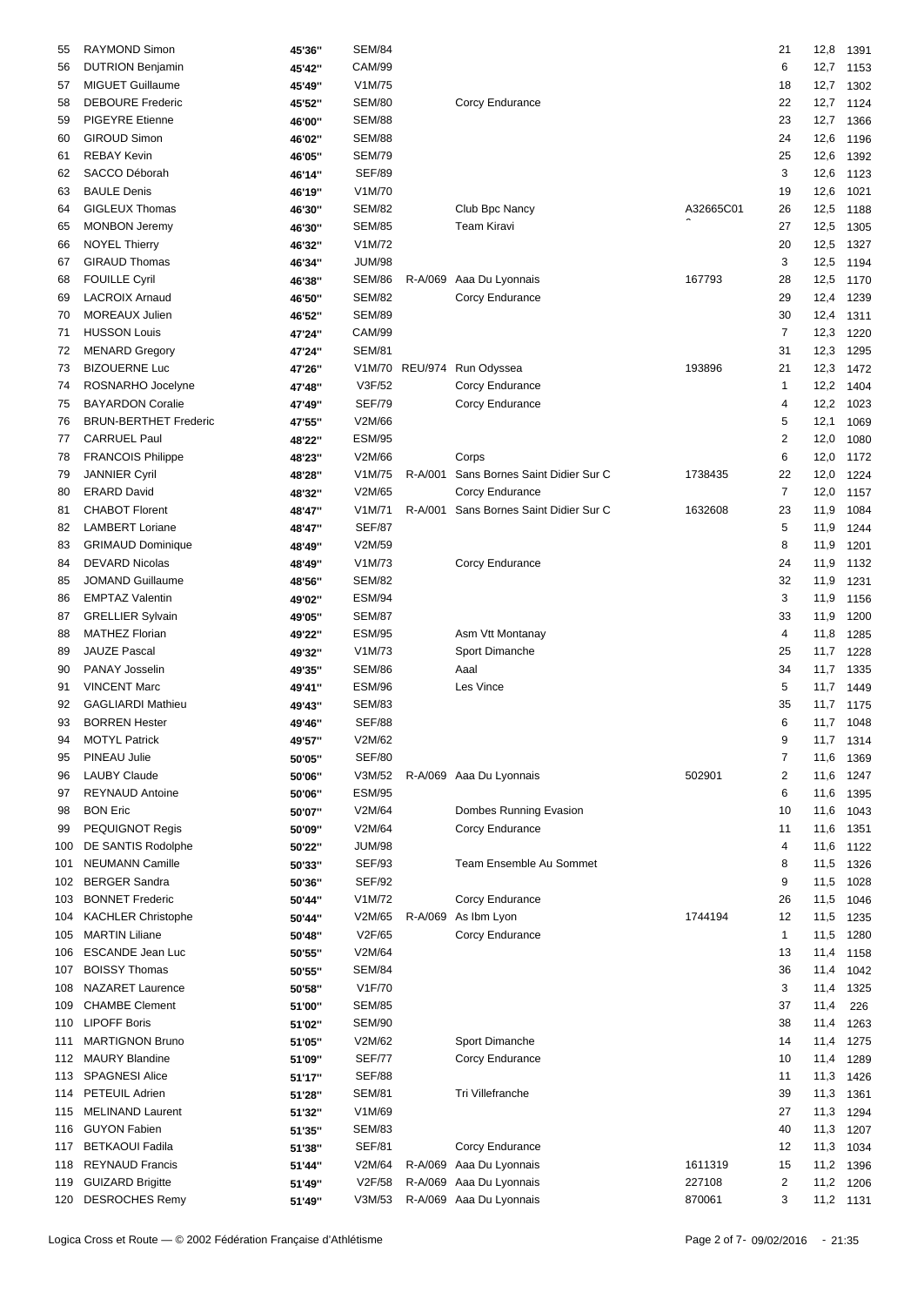| | | | | | | | | | |
|---|---|---|---|---|---|---|---|---|---|
| 55 | RAYMOND Simon | 45'36'' | SEM/84 | | | | 21 | 12,8 | 1391 |
| 56 | DUTRION Benjamin | 45'42'' | CAM/99 | | | | 6 | 12,7 | 1153 |
| 57 | MIGUET Guillaume | 45'49'' | V1M/75 | | | | 18 | 12,7 | 1302 |
| 58 | DEBOURE Frederic | 45'52'' | SEM/80 | | Corcy Endurance | | 22 | 12,7 | 1124 |
| 59 | PIGEYRE Etienne | 46'00'' | SEM/88 | | | | 23 | 12,7 | 1366 |
| 60 | GIROUD Simon | 46'02'' | SEM/88 | | | | 24 | 12,6 | 1196 |
| 61 | REBAY Kevin | 46'05'' | SEM/79 | | | | 25 | 12,6 | 1392 |
| 62 | SACCO Déborah | 46'14'' | SEF/89 | | | | 3 | 12,6 | 1123 |
| 63 | BAULE Denis | 46'19'' | V1M/70 | | | | 19 | 12,6 | 1021 |
| 64 | GIGLEUX Thomas | 46'30'' | SEM/82 | | Club Bpc Nancy | A32665C01 | 26 | 12,5 | 1188 |
| 65 | MONBON Jeremy | 46'30'' | SEM/85 | | Team Kiravi | ^ | 27 | 12,5 | 1305 |
| 66 | NOYEL Thierry | 46'32'' | V1M/72 | | | | 20 | 12,5 | 1327 |
| 67 | GIRAUD Thomas | 46'34'' | JUM/98 | | | | 3 | 12,5 | 1194 |
| 68 | FOUILLE Cyril | 46'38'' | SEM/86 | R-A/069 | Aaa Du Lyonnais | 167793 | 28 | 12,5 | 1170 |
| 69 | LACROIX Arnaud | 46'50'' | SEM/82 | | Corcy Endurance | | 29 | 12,4 | 1239 |
| 70 | MOREAUX Julien | 46'52'' | SEM/89 | | | | 30 | 12,4 | 1311 |
| 71 | HUSSON Louis | 47'24'' | CAM/99 | | | | 7 | 12,3 | 1220 |
| 72 | MENARD Gregory | 47'24'' | SEM/81 | | | | 31 | 12,3 | 1295 |
| 73 | BIZOUERNE Luc | 47'26'' | V1M/70 | REU/974 | Run Odyssea | 193896 | 21 | 12,3 | 1472 |
| 74 | ROSNARHO Jocelyne | 47'48'' | V3F/52 | | Corcy Endurance | | 1 | 12,2 | 1404 |
| 75 | BAYARDON Coralie | 47'49'' | SEF/79 | | Corcy Endurance | | 4 | 12,2 | 1023 |
| 76 | BRUN-BERTHET Frederic | 47'55'' | V2M/66 | | | | 5 | 12,1 | 1069 |
| 77 | CARRUEL Paul | 48'22'' | ESM/95 | | | | 2 | 12,0 | 1080 |
| 78 | FRANCOIS Philippe | 48'23'' | V2M/66 | | Corps | | 6 | 12,0 | 1172 |
| 79 | JANNIER Cyril | 48'28'' | V1M/75 | R-A/001 | Sans Bornes Saint Didier Sur C | 1738435 | 22 | 12,0 | 1224 |
| 80 | ERARD David | 48'32'' | V2M/65 | | Corcy Endurance | | 7 | 12,0 | 1157 |
| 81 | CHABOT Florent | 48'47'' | V1M/71 | R-A/001 | Sans Bornes Saint Didier Sur C | 1632608 | 23 | 11,9 | 1084 |
| 82 | LAMBERT Loriane | 48'47'' | SEF/87 | | | | 5 | 11,9 | 1244 |
| 83 | GRIMAUD Dominique | 48'49'' | V2M/59 | | | | 8 | 11,9 | 1201 |
| 84 | DEVARD Nicolas | 48'49'' | V1M/73 | | Corcy Endurance | | 24 | 11,9 | 1132 |
| 85 | JOMAND Guillaume | 48'56'' | SEM/82 | | | | 32 | 11,9 | 1231 |
| 86 | EMPTAZ Valentin | 49'02'' | ESM/94 | | | | 3 | 11,9 | 1156 |
| 87 | GRELLIER Sylvain | 49'05'' | SEM/87 | | | | 33 | 11,9 | 1200 |
| 88 | MATHEZ Florian | 49'22'' | ESM/95 | | Asm Vtt Montanay | | 4 | 11,8 | 1285 |
| 89 | JAUZE Pascal | 49'32'' | V1M/73 | | Sport Dimanche | | 25 | 11,7 | 1228 |
| 90 | PANAY Josselin | 49'35'' | SEM/86 | | Aaal | | 34 | 11,7 | 1335 |
| 91 | VINCENT Marc | 49'41'' | ESM/96 | | Les Vince | | 5 | 11,7 | 1449 |
| 92 | GAGLIARDI Mathieu | 49'43'' | SEM/83 | | | | 35 | 11,7 | 1175 |
| 93 | BORREN Hester | 49'46'' | SEF/88 | | | | 6 | 11,7 | 1048 |
| 94 | MOTYL Patrick | 49'57'' | V2M/62 | | | | 9 | 11,7 | 1314 |
| 95 | PINEAU Julie | 50'05'' | SEF/80 | | | | 7 | 11,6 | 1369 |
| 96 | LAUBY Claude | 50'06'' | V3M/52 | R-A/069 | Aaa Du Lyonnais | 502901 | 2 | 11,6 | 1247 |
| 97 | REYNAUD Antoine | 50'06'' | ESM/95 | | | | 6 | 11,6 | 1395 |
| 98 | BON Eric | 50'07'' | V2M/64 | | Dombes Running Evasion | | 10 | 11,6 | 1043 |
| 99 | PEQUIGNOT Regis | 50'09'' | V2M/64 | | Corcy Endurance | | 11 | 11,6 | 1351 |
| 100 | DE SANTIS Rodolphe | 50'22'' | JUM/98 | | | | 4 | 11,6 | 1122 |
| 101 | NEUMANN Camille | 50'33'' | SEF/93 | | Team Ensemble Au Sommet | | 8 | 11,5 | 1326 |
| 102 | BERGER Sandra | 50'36'' | SEF/92 | | | | 9 | 11,5 | 1028 |
| 103 | BONNET Frederic | 50'44'' | V1M/72 | | Corcy Endurance | | 26 | 11,5 | 1046 |
| 104 | KACHLER Christophe | 50'44'' | V2M/65 | R-A/069 | As Ibm Lyon | 1744194 | 12 | 11,5 | 1235 |
| 105 | MARTIN Liliane | 50'48'' | V2F/65 | | Corcy Endurance | | 1 | 11,5 | 1280 |
| 106 | ESCANDE Jean Luc | 50'55'' | V2M/64 | | | | 13 | 11,4 | 1158 |
| 107 | BOISSY Thomas | 50'55'' | SEM/84 | | | | 36 | 11,4 | 1042 |
| 108 | NAZARET Laurence | 50'58'' | V1F/70 | | | | 3 | 11,4 | 1325 |
| 109 | CHAMBE Clement | 51'00'' | SEM/85 | | | | 37 | 11,4 | 226 |
| 110 | LIPOFF Boris | 51'02'' | SEM/90 | | | | 38 | 11,4 | 1263 |
| 111 | MARTIGNON Bruno | 51'05'' | V2M/62 | | Sport Dimanche | | 14 | 11,4 | 1275 |
| 112 | MAURY Blandine | 51'09'' | SEF/77 | | Corcy Endurance | | 10 | 11,4 | 1289 |
| 113 | SPAGNESI Alice | 51'17'' | SEF/88 | | | | 11 | 11,3 | 1426 |
| 114 | PETEUIL Adrien | 51'28'' | SEM/81 | | Tri Villefranche | | 39 | 11,3 | 1361 |
| 115 | MELINAND Laurent | 51'32'' | V1M/69 | | | | 27 | 11,3 | 1294 |
| 116 | GUYON Fabien | 51'35'' | SEM/83 | | | | 40 | 11,3 | 1207 |
| 117 | BETKAOUI Fadila | 51'38'' | SEF/81 | | Corcy Endurance | | 12 | 11,3 | 1034 |
| 118 | REYNAUD Francis | 51'44'' | V2M/64 | R-A/069 | Aaa Du Lyonnais | 1611319 | 15 | 11,2 | 1396 |
| 119 | GUIZARD Brigitte | 51'49'' | V2F/58 | R-A/069 | Aaa Du Lyonnais | 227108 | 2 | 11,2 | 1206 |
| 120 | DESROCHES Remy | 51'49'' | V3M/53 | R-A/069 | Aaa Du Lyonnais | 870061 | 3 | 11,2 | 1131 |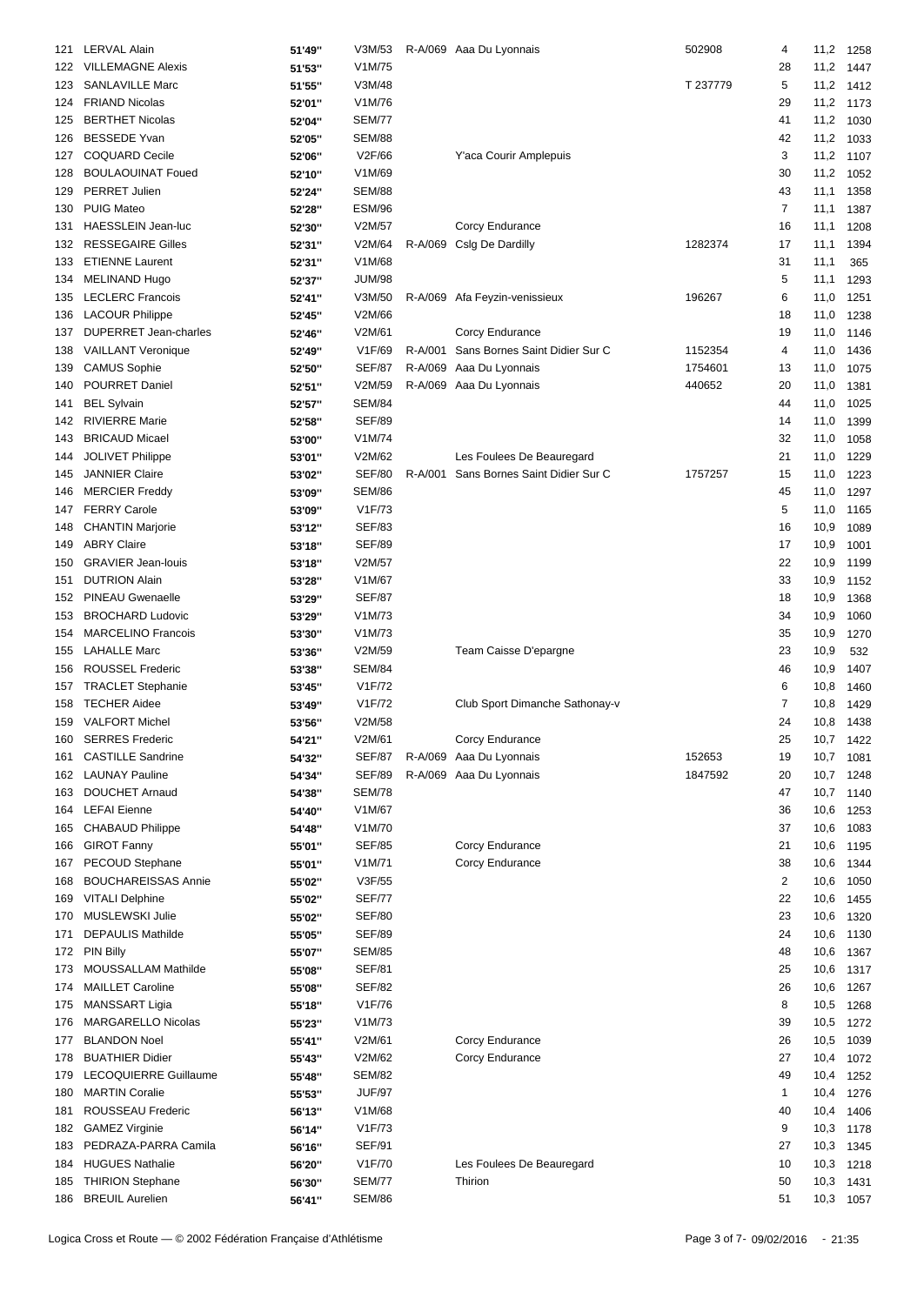| | | | | | | | | | |
|---|---|---|---|---|---|---|---|---|---|
| 121 | LERVAL Alain | 51'49'' | V3M/53 | R-A/069 | Aaa Du Lyonnais | 502908 | 4 | 11,2 | 1258 |
| 122 | VILLEMAGNE Alexis | 51'53'' | V1M/75 | | | | 28 | 11,2 | 1447 |
| 123 | SANLAVILLE Marc | 51'55'' | V3M/48 | | | T 237779 | 5 | 11,2 | 1412 |
| 124 | FRIAND Nicolas | 52'01'' | V1M/76 | | | | 29 | 11,2 | 1173 |
| 125 | BERTHET Nicolas | 52'04'' | SEM/77 | | | | 41 | 11,2 | 1030 |
| 126 | BESSEDE Yvan | 52'05'' | SEM/88 | | | | 42 | 11,2 | 1033 |
| 127 | COQUARD Cecile | 52'06'' | V2F/66 | | Y'aca Courir Amplepuis | | 3 | 11,2 | 1107 |
| 128 | BOULAOUINAT Foued | 52'10'' | V1M/69 | | | | 30 | 11,2 | 1052 |
| 129 | PERRET Julien | 52'24'' | SEM/88 | | | | 43 | 11,1 | 1358 |
| 130 | PUIG Mateo | 52'28'' | ESM/96 | | | | 7 | 11,1 | 1387 |
| 131 | HAESSLEIN Jean-luc | 52'30'' | V2M/57 | | Corcy Endurance | | 16 | 11,1 | 1208 |
| 132 | RESSEGAIRE Gilles | 52'31'' | V2M/64 | R-A/069 | Cslg De Dardilly | 1282374 | 17 | 11,1 | 1394 |
| 133 | ETIENNE Laurent | 52'31'' | V1M/68 | | | | 31 | 11,1 | 365 |
| 134 | MELINAND Hugo | 52'37'' | JUM/98 | | | | 5 | 11,1 | 1293 |
| 135 | LECLERC Francois | 52'41'' | V3M/50 | R-A/069 | Afa Feyzin-venissieux | 196267 | 6 | 11,0 | 1251 |
| 136 | LACOUR Philippe | 52'45'' | V2M/66 | | | | 18 | 11,0 | 1238 |
| 137 | DUPERRET Jean-charles | 52'46'' | V2M/61 | | Corcy Endurance | | 19 | 11,0 | 1146 |
| 138 | VAILLANT Veronique | 52'49'' | V1F/69 | R-A/001 | Sans Bornes Saint Didier Sur C | 1152354 | 4 | 11,0 | 1436 |
| 139 | CAMUS Sophie | 52'50'' | SEF/87 | R-A/069 | Aaa Du Lyonnais | 1754601 | 13 | 11,0 | 1075 |
| 140 | POURRET Daniel | 52'51'' | V2M/59 | R-A/069 | Aaa Du Lyonnais | 440652 | 20 | 11,0 | 1381 |
| 141 | BEL Sylvain | 52'57'' | SEM/84 | | | | 44 | 11,0 | 1025 |
| 142 | RIVIERRE Marie | 52'58'' | SEF/89 | | | | 14 | 11,0 | 1399 |
| 143 | BRICAUD Micael | 53'00'' | V1M/74 | | | | 32 | 11,0 | 1058 |
| 144 | JOLIVET Philippe | 53'01'' | V2M/62 | | Les Foulees De Beauregard | | 21 | 11,0 | 1229 |
| 145 | JANNIER Claire | 53'02'' | SEF/80 | R-A/001 | Sans Bornes Saint Didier Sur C | 1757257 | 15 | 11,0 | 1223 |
| 146 | MERCIER Freddy | 53'09'' | SEM/86 | | | | 45 | 11,0 | 1297 |
| 147 | FERRY Carole | 53'09'' | V1F/73 | | | | 5 | 11,0 | 1165 |
| 148 | CHANTIN Marjorie | 53'12'' | SEF/83 | | | | 16 | 10,9 | 1089 |
| 149 | ABRY Claire | 53'18'' | SEF/89 | | | | 17 | 10,9 | 1001 |
| 150 | GRAVIER Jean-louis | 53'18'' | V2M/57 | | | | 22 | 10,9 | 1199 |
| 151 | DUTRION Alain | 53'28'' | V1M/67 | | | | 33 | 10,9 | 1152 |
| 152 | PINEAU Gwenaelle | 53'29'' | SEF/87 | | | | 18 | 10,9 | 1368 |
| 153 | BROCHARD Ludovic | 53'29'' | V1M/73 | | | | 34 | 10,9 | 1060 |
| 154 | MARCELINO Francois | 53'30'' | V1M/73 | | | | 35 | 10,9 | 1270 |
| 155 | LAHALLE Marc | 53'36'' | V2M/59 | | Team Caisse D'epargne | | 23 | 10,9 | 532 |
| 156 | ROUSSEL Frederic | 53'38'' | SEM/84 | | | | 46 | 10,9 | 1407 |
| 157 | TRACLET Stephanie | 53'45'' | V1F/72 | | | | 6 | 10,8 | 1460 |
| 158 | TECHER Aidee | 53'49'' | V1F/72 | | Club Sport Dimanche Sathonay-v | | 7 | 10,8 | 1429 |
| 159 | VALFORT Michel | 53'56'' | V2M/58 | | | | 24 | 10,8 | 1438 |
| 160 | SERRES Frederic | 54'21'' | V2M/61 | | Corcy Endurance | | 25 | 10,7 | 1422 |
| 161 | CASTILLE Sandrine | 54'32'' | SEF/87 | R-A/069 | Aaa Du Lyonnais | 152653 | 19 | 10,7 | 1081 |
| 162 | LAUNAY Pauline | 54'34'' | SEF/89 | R-A/069 | Aaa Du Lyonnais | 1847592 | 20 | 10,7 | 1248 |
| 163 | DOUCHET Arnaud | 54'38'' | SEM/78 | | | | 47 | 10,7 | 1140 |
| 164 | LEFAI Eienne | 54'40'' | V1M/67 | | | | 36 | 10,6 | 1253 |
| 165 | CHABAUD Philippe | 54'48'' | V1M/70 | | | | 37 | 10,6 | 1083 |
| 166 | GIROT Fanny | 55'01'' | SEF/85 | | Corcy Endurance | | 21 | 10,6 | 1195 |
| 167 | PECOUD Stephane | 55'01'' | V1M/71 | | Corcy Endurance | | 38 | 10,6 | 1344 |
| 168 | BOUCHAREISSAS Annie | 55'02'' | V3F/55 | | | | 2 | 10,6 | 1050 |
| 169 | VITALI Delphine | 55'02'' | SEF/77 | | | | 22 | 10,6 | 1455 |
| 170 | MUSLEWSKI Julie | 55'02'' | SEF/80 | | | | 23 | 10,6 | 1320 |
| 171 | DEPAULIS Mathilde | 55'05'' | SEF/89 | | | | 24 | 10,6 | 1130 |
| 172 | PIN Billy | 55'07'' | SEM/85 | | | | 48 | 10,6 | 1367 |
| 173 | MOUSSALLAM Mathilde | 55'08'' | SEF/81 | | | | 25 | 10,6 | 1317 |
| 174 | MAILLET Caroline | 55'08'' | SEF/82 | | | | 26 | 10,6 | 1267 |
| 175 | MANSSART Ligia | 55'18'' | V1F/76 | | | | 8 | 10,5 | 1268 |
| 176 | MARGARELLO Nicolas | 55'23'' | V1M/73 | | | | 39 | 10,5 | 1272 |
| 177 | BLANDON Noel | 55'41'' | V2M/61 | | Corcy Endurance | | 26 | 10,5 | 1039 |
| 178 | BUATHIER Didier | 55'43'' | V2M/62 | | Corcy Endurance | | 27 | 10,4 | 1072 |
| 179 | LECOQUIERRE Guillaume | 55'48'' | SEM/82 | | | | 49 | 10,4 | 1252 |
| 180 | MARTIN Coralie | 55'53'' | JUF/97 | | | | 1 | 10,4 | 1276 |
| 181 | ROUSSEAU Frederic | 56'13'' | V1M/68 | | | | 40 | 10,4 | 1406 |
| 182 | GAMEZ Virginie | 56'14'' | V1F/73 | | | | 9 | 10,3 | 1178 |
| 183 | PEDRAZA-PARRA Camila | 56'16'' | SEF/91 | | | | 27 | 10,3 | 1345 |
| 184 | HUGUES Nathalie | 56'20'' | V1F/70 | | Les Foulees De Beauregard | | 10 | 10,3 | 1218 |
| 185 | THIRION Stephane | 56'30'' | SEM/77 | | Thirion | | 50 | 10,3 | 1431 |
| 186 | BREUIL Aurelien | 56'41'' | SEM/86 | | | | 51 | 10,3 | 1057 |

Logica Cross et Route — © 2002 Fédération Française d'Athlétisme — 09/02/2016 - 21:35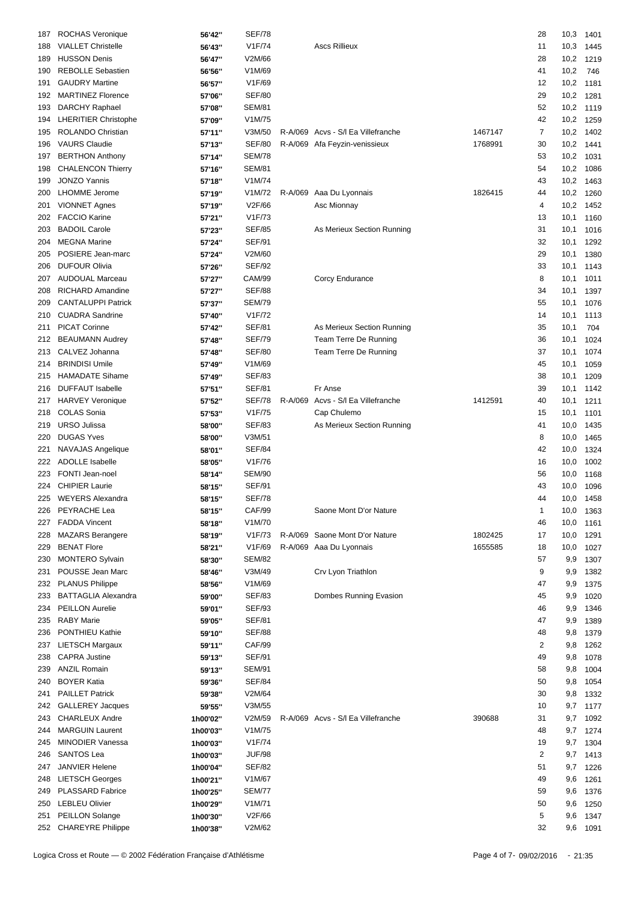| | | | | | | | | | |
|---|---|---|---|---|---|---|---|---|---|
| 187 | ROCHAS Veronique | 56'42'' | SEF/78 | | | | 28 | 10,3 | 1401 |
| 188 | VIALLET Christelle | 56'43'' | V1F/74 | | Ascs Rillieux | | 11 | 10,3 | 1445 |
| 189 | HUSSON Denis | 56'47'' | V2M/66 | | | | 28 | 10,2 | 1219 |
| 190 | REBOLLE Sebastien | 56'56'' | V1M/69 | | | | 41 | 10,2 | 746 |
| 191 | GAUDRY Martine | 56'57'' | V1F/69 | | | | 12 | 10,2 | 1181 |
| 192 | MARTINEZ Florence | 57'06'' | SEF/80 | | | | 29 | 10,2 | 1281 |
| 193 | DARCHY Raphael | 57'08'' | SEM/81 | | | | 52 | 10,2 | 1119 |
| 194 | LHERITIER Christophe | 57'09'' | V1M/75 | | | | 42 | 10,2 | 1259 |
| 195 | ROLANDO Christian | 57'11'' | V3M/50 | R-A/069 | Acvs - S/l Ea Villefranche | 1467147 | 7 | 10,2 | 1402 |
| 196 | VAURS Claudie | 57'13'' | SEF/80 | R-A/069 | Afa Feyzin-venissieux | 1768991 | 30 | 10,2 | 1441 |
| 197 | BERTHON Anthony | 57'14'' | SEM/78 | | | | 53 | 10,2 | 1031 |
| 198 | CHALENCON Thierry | 57'16'' | SEM/81 | | | | 54 | 10,2 | 1086 |
| 199 | JONZO Yannis | 57'18'' | V1M/74 | | | | 43 | 10,2 | 1463 |
| 200 | LHOMME Jerome | 57'19'' | V1M/72 | R-A/069 | Aaa Du Lyonnais | 1826415 | 44 | 10,2 | 1260 |
| 201 | VIONNET Agnes | 57'19'' | V2F/66 | | Asc Mionnay | | 4 | 10,2 | 1452 |
| 202 | FACCIO Karine | 57'21'' | V1F/73 | | | | 13 | 10,1 | 1160 |
| 203 | BADOIL Carole | 57'23'' | SEF/85 | | As Merieux Section Running | | 31 | 10,1 | 1016 |
| 204 | MEGNA Marine | 57'24'' | SEF/91 | | | | 32 | 10,1 | 1292 |
| 205 | POSIERE Jean-marc | 57'24'' | V2M/60 | | | | 29 | 10,1 | 1380 |
| 206 | DUFOUR Olivia | 57'26'' | SEF/92 | | | | 33 | 10,1 | 1143 |
| 207 | AUDOUAL Marceau | 57'27'' | CAM/99 | | Corcy Endurance | | 8 | 10,1 | 1011 |
| 208 | RICHARD Amandine | 57'27'' | SEF/88 | | | | 34 | 10,1 | 1397 |
| 209 | CANTALUPPI Patrick | 57'37'' | SEM/79 | | | | 55 | 10,1 | 1076 |
| 210 | CUADRA Sandrine | 57'40'' | V1F/72 | | | | 14 | 10,1 | 1113 |
| 211 | PICAT Corinne | 57'42'' | SEF/81 | | As Merieux Section Running | | 35 | 10,1 | 704 |
| 212 | BEAUMANN Audrey | 57'48'' | SEF/79 | | Team Terre De Running | | 36 | 10,1 | 1024 |
| 213 | CALVEZ Johanna | 57'48'' | SEF/80 | | Team Terre De Running | | 37 | 10,1 | 1074 |
| 214 | BRINDISI Umile | 57'49'' | V1M/69 | | | | 45 | 10,1 | 1059 |
| 215 | HAMADATE Sihame | 57'49'' | SEF/83 | | | | 38 | 10,1 | 1209 |
| 216 | DUFFAUT Isabelle | 57'51'' | SEF/81 | | Fr Anse | | 39 | 10,1 | 1142 |
| 217 | HARVEY Veronique | 57'52'' | SEF/78 | R-A/069 | Acvs - S/l Ea Villefranche | 1412591 | 40 | 10,1 | 1211 |
| 218 | COLAS Sonia | 57'53'' | V1F/75 | | Cap Chulemo | | 15 | 10,1 | 1101 |
| 219 | URSO Julissa | 58'00'' | SEF/83 | | As Merieux Section Running | | 41 | 10,0 | 1435 |
| 220 | DUGAS Yves | 58'00'' | V3M/51 | | | | 8 | 10,0 | 1465 |
| 221 | NAVAJAS Angelique | 58'01'' | SEF/84 | | | | 42 | 10,0 | 1324 |
| 222 | ADOLLE Isabelle | 58'05'' | V1F/76 | | | | 16 | 10,0 | 1002 |
| 223 | FONTI Jean-noel | 58'14'' | SEM/90 | | | | 56 | 10,0 | 1168 |
| 224 | CHIPIER Laurie | 58'15'' | SEF/91 | | | | 43 | 10,0 | 1096 |
| 225 | WEYERS Alexandra | 58'15'' | SEF/78 | | | | 44 | 10,0 | 1458 |
| 226 | PEYRACHE Lea | 58'15'' | CAF/99 | | Saone Mont D'or Nature | | 1 | 10,0 | 1363 |
| 227 | FADDA Vincent | 58'18'' | V1M/70 | | | | 46 | 10,0 | 1161 |
| 228 | MAZARS Berangere | 58'19'' | V1F/73 | R-A/069 | Saone Mont D'or Nature | 1802425 | 17 | 10,0 | 1291 |
| 229 | BENAT Flore | 58'21'' | V1F/69 | R-A/069 | Aaa Du Lyonnais | 1655585 | 18 | 10,0 | 1027 |
| 230 | MONTERO Sylvain | 58'30'' | SEM/82 | | | | 57 | 9,9 | 1307 |
| 231 | POUSSE Jean Marc | 58'46'' | V3M/49 | | Crv Lyon Triathlon | | 9 | 9,9 | 1382 |
| 232 | PLANUS Philippe | 58'56'' | V1M/69 | | | | 47 | 9,9 | 1375 |
| 233 | BATTAGLIA Alexandra | 59'00'' | SEF/83 | | Dombes Running Evasion | | 45 | 9,9 | 1020 |
| 234 | PEILLON Aurelie | 59'01'' | SEF/93 | | | | 46 | 9,9 | 1346 |
| 235 | RABY Marie | 59'05'' | SEF/81 | | | | 47 | 9,9 | 1389 |
| 236 | PONTHIEU Kathie | 59'10'' | SEF/88 | | | | 48 | 9,8 | 1379 |
| 237 | LIETSCH Margaux | 59'11'' | CAF/99 | | | | 2 | 9,8 | 1262 |
| 238 | CAPRA Justine | 59'13'' | SEF/91 | | | | 49 | 9,8 | 1078 |
| 239 | ANZIL Romain | 59'13'' | SEM/91 | | | | 58 | 9,8 | 1004 |
| 240 | BOYER Katia | 59'36'' | SEF/84 | | | | 50 | 9,8 | 1054 |
| 241 | PAILLET Patrick | 59'38'' | V2M/64 | | | | 30 | 9,8 | 1332 |
| 242 | GALLEREY Jacques | 59'55'' | V3M/55 | | | | 10 | 9,7 | 1177 |
| 243 | CHARLEUX Andre | 1h00'02'' | V2M/59 | R-A/069 | Acvs - S/l Ea Villefranche | 390688 | 31 | 9,7 | 1092 |
| 244 | MARGUIN Laurent | 1h00'03'' | V1M/75 | | | | 48 | 9,7 | 1274 |
| 245 | MINODIER Vanessa | 1h00'03'' | V1F/74 | | | | 19 | 9,7 | 1304 |
| 246 | SANTOS Lea | 1h00'03'' | JUF/98 | | | | 2 | 9,7 | 1413 |
| 247 | JANVIER Helene | 1h00'04'' | SEF/82 | | | | 51 | 9,7 | 1226 |
| 248 | LIETSCH Georges | 1h00'21'' | V1M/67 | | | | 49 | 9,6 | 1261 |
| 249 | PLASSARD Fabrice | 1h00'25'' | SEM/77 | | | | 59 | 9,6 | 1376 |
| 250 | LEBLEU Olivier | 1h00'29'' | V1M/71 | | | | 50 | 9,6 | 1250 |
| 251 | PEILLON Solange | 1h00'30'' | V2F/66 | | | | 5 | 9,6 | 1347 |
| 252 | CHAREYRE Philippe | 1h00'38'' | V2M/62 | | | | 32 | 9,6 | 1091 |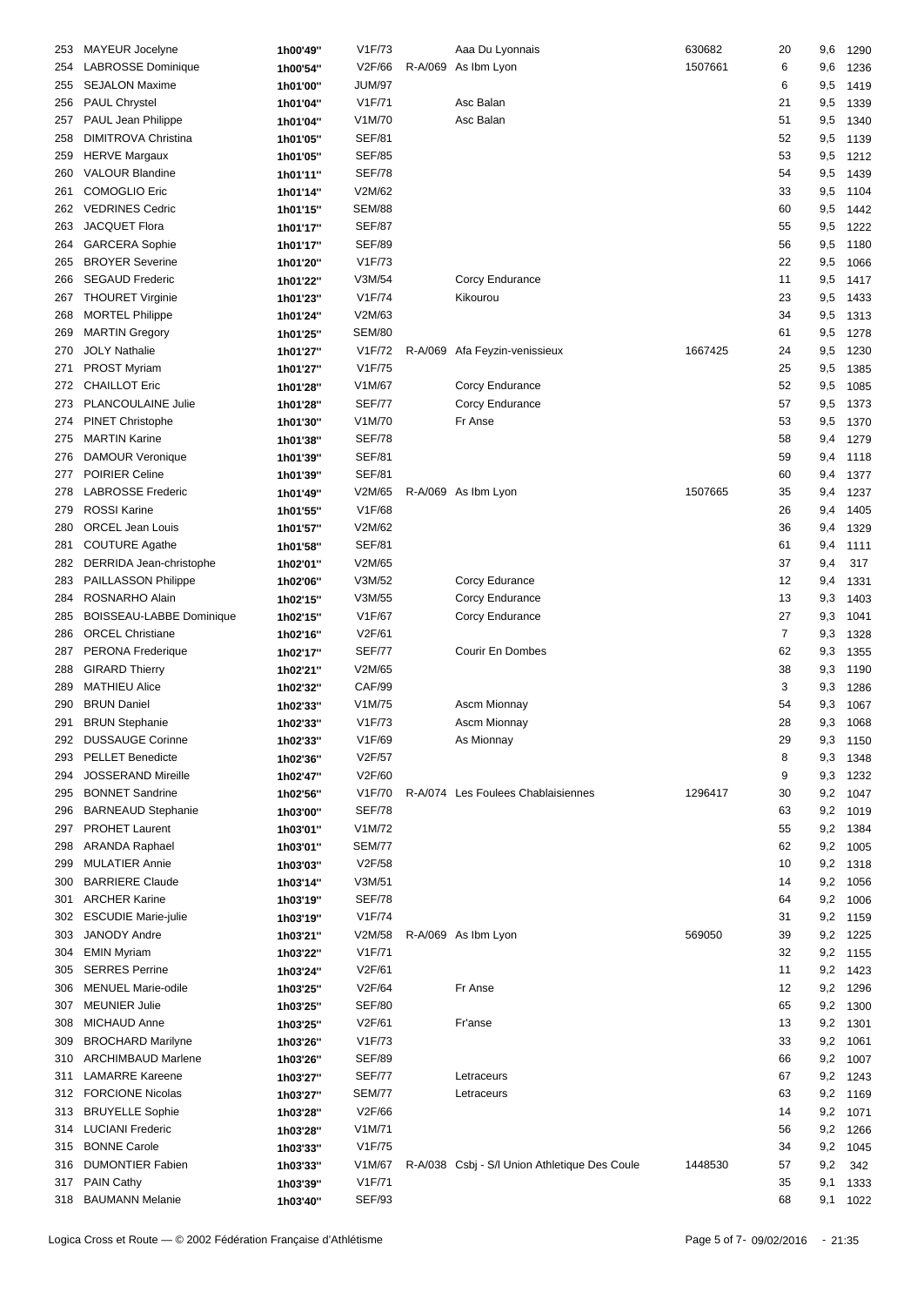| | | | | | | | | | |
|---|---|---|---|---|---|---|---|---|---|
| 253 | MAYEUR Jocelyne | 1h00'49'' | V1F/73 | | Aaa Du Lyonnais | 630682 | 20 | 9,6 | 1290 |
| 254 | LABROSSE Dominique | 1h00'54'' | V2F/66 | R-A/069 | As Ibm Lyon | 1507661 | 6 | 9,6 | 1236 |
| 255 | SEJALON Maxime | 1h01'00'' | JUM/97 | | | | 6 | 9,5 | 1419 |
| 256 | PAUL Chrystel | 1h01'04'' | V1F/71 | | Asc Balan | | 21 | 9,5 | 1339 |
| 257 | PAUL Jean Philippe | 1h01'04'' | V1M/70 | | Asc Balan | | 51 | 9,5 | 1340 |
| 258 | DIMITROVA Christina | 1h01'05'' | SEF/81 | | | | 52 | 9,5 | 1139 |
| 259 | HERVE Margaux | 1h01'05'' | SEF/85 | | | | 53 | 9,5 | 1212 |
| 260 | VALOUR Blandine | 1h01'11'' | SEF/78 | | | | 54 | 9,5 | 1439 |
| 261 | COMOGLIO Eric | 1h01'14'' | V2M/62 | | | | 33 | 9,5 | 1104 |
| 262 | VEDRINES Cedric | 1h01'15'' | SEM/88 | | | | 60 | 9,5 | 1442 |
| 263 | JACQUET Flora | 1h01'17'' | SEF/87 | | | | 55 | 9,5 | 1222 |
| 264 | GARCERA Sophie | 1h01'17'' | SEF/89 | | | | 56 | 9,5 | 1180 |
| 265 | BROYER Severine | 1h01'20'' | V1F/73 | | | | 22 | 9,5 | 1066 |
| 266 | SEGAUD Frederic | 1h01'22'' | V3M/54 | | Corcy Endurance | | 11 | 9,5 | 1417 |
| 267 | THOURET Virginie | 1h01'23'' | V1F/74 | | Kikourou | | 23 | 9,5 | 1433 |
| 268 | MORTEL Philippe | 1h01'24'' | V2M/63 | | | | 34 | 9,5 | 1313 |
| 269 | MARTIN Gregory | 1h01'25'' | SEM/80 | | | | 61 | 9,5 | 1278 |
| 270 | JOLY Nathalie | 1h01'27'' | V1F/72 | R-A/069 | Afa Feyzin-venissieux | 1667425 | 24 | 9,5 | 1230 |
| 271 | PROST Myriam | 1h01'27'' | V1F/75 | | | | 25 | 9,5 | 1385 |
| 272 | CHAILLOT Eric | 1h01'28'' | V1M/67 | | Corcy Endurance | | 52 | 9,5 | 1085 |
| 273 | PLANCOULAINE Julie | 1h01'28'' | SEF/77 | | Corcy Endurance | | 57 | 9,5 | 1373 |
| 274 | PINET Christophe | 1h01'30'' | V1M/70 | | Fr Anse | | 53 | 9,5 | 1370 |
| 275 | MARTIN Karine | 1h01'38'' | SEF/78 | | | | 58 | 9,4 | 1279 |
| 276 | DAMOUR Veronique | 1h01'39'' | SEF/81 | | | | 59 | 9,4 | 1118 |
| 277 | POIRIER Celine | 1h01'39'' | SEF/81 | | | | 60 | 9,4 | 1377 |
| 278 | LABROSSE Frederic | 1h01'49'' | V2M/65 | R-A/069 | As Ibm Lyon | 1507665 | 35 | 9,4 | 1237 |
| 279 | ROSSI Karine | 1h01'55'' | V1F/68 | | | | 26 | 9,4 | 1405 |
| 280 | ORCEL Jean Louis | 1h01'57'' | V2M/62 | | | | 36 | 9,4 | 1329 |
| 281 | COUTURE Agathe | 1h01'58'' | SEF/81 | | | | 61 | 9,4 | 1111 |
| 282 | DERRIDA Jean-christophe | 1h02'01'' | V2M/65 | | | | 37 | 9,4 | 317 |
| 283 | PAILLASSON Philippe | 1h02'06'' | V3M/52 | | Corcy Edurance | | 12 | 9,4 | 1331 |
| 284 | ROSNARHO Alain | 1h02'15'' | V3M/55 | | Corcy Endurance | | 13 | 9,3 | 1403 |
| 285 | BOISSEAU-LABBE Dominique | 1h02'15'' | V1F/67 | | Corcy Endurance | | 27 | 9,3 | 1041 |
| 286 | ORCEL Christiane | 1h02'16'' | V2F/61 | | | | 7 | 9,3 | 1328 |
| 287 | PERONA Frederique | 1h02'17'' | SEF/77 | | Courir En Dombes | | 62 | 9,3 | 1355 |
| 288 | GIRARD Thierry | 1h02'21'' | V2M/65 | | | | 38 | 9,3 | 1190 |
| 289 | MATHIEU Alice | 1h02'32'' | CAF/99 | | | | 3 | 9,3 | 1286 |
| 290 | BRUN Daniel | 1h02'33'' | V1M/75 | | Ascm Mionnay | | 54 | 9,3 | 1067 |
| 291 | BRUN Stephanie | 1h02'33'' | V1F/73 | | Ascm Mionnay | | 28 | 9,3 | 1068 |
| 292 | DUSSAUGE Corinne | 1h02'33'' | V1F/69 | | As Mionnay | | 29 | 9,3 | 1150 |
| 293 | PELLET Benedicte | 1h02'36'' | V2F/57 | | | | 8 | 9,3 | 1348 |
| 294 | JOSSERAND Mireille | 1h02'47'' | V2F/60 | | | | 9 | 9,3 | 1232 |
| 295 | BONNET Sandrine | 1h02'56'' | V1F/70 | R-A/074 | Les Foulees Chablaisiennes | 1296417 | 30 | 9,2 | 1047 |
| 296 | BARNEAUD Stephanie | 1h03'00'' | SEF/78 | | | | 63 | 9,2 | 1019 |
| 297 | PROHET Laurent | 1h03'01'' | V1M/72 | | | | 55 | 9,2 | 1384 |
| 298 | ARANDA Raphael | 1h03'01'' | SEM/77 | | | | 62 | 9,2 | 1005 |
| 299 | MULATIER Annie | 1h03'03'' | V2F/58 | | | | 10 | 9,2 | 1318 |
| 300 | BARRIERE Claude | 1h03'14'' | V3M/51 | | | | 14 | 9,2 | 1056 |
| 301 | ARCHER Karine | 1h03'19'' | SEF/78 | | | | 64 | 9,2 | 1006 |
| 302 | ESCUDIE Marie-julie | 1h03'19'' | V1F/74 | | | | 31 | 9,2 | 1159 |
| 303 | JANODY Andre | 1h03'21'' | V2M/58 | R-A/069 | As Ibm Lyon | 569050 | 39 | 9,2 | 1225 |
| 304 | EMIN Myriam | 1h03'22'' | V1F/71 | | | | 32 | 9,2 | 1155 |
| 305 | SERRES Perrine | 1h03'24'' | V2F/61 | | | | 11 | 9,2 | 1423 |
| 306 | MENUEL Marie-odile | 1h03'25'' | V2F/64 | | Fr Anse | | 12 | 9,2 | 1296 |
| 307 | MEUNIER Julie | 1h03'25'' | SEF/80 | | | | 65 | 9,2 | 1300 |
| 308 | MICHAUD Anne | 1h03'25'' | V2F/61 | | Fr'anse | | 13 | 9,2 | 1301 |
| 309 | BROCHARD Marilyne | 1h03'26'' | V1F/73 | | | | 33 | 9,2 | 1061 |
| 310 | ARCHIMBAUD Marlene | 1h03'26'' | SEF/89 | | | | 66 | 9,2 | 1007 |
| 311 | LAMARRE Kareene | 1h03'27'' | SEF/77 | | Letraceurs | | 67 | 9,2 | 1243 |
| 312 | FORCIONE Nicolas | 1h03'27'' | SEM/77 | | Letraceurs | | 63 | 9,2 | 1169 |
| 313 | BRUYELLE Sophie | 1h03'28'' | V2F/66 | | | | 14 | 9,2 | 1071 |
| 314 | LUCIANI Frederic | 1h03'28'' | V1M/71 | | | | 56 | 9,2 | 1266 |
| 315 | BONNE Carole | 1h03'33'' | V1F/75 | | | | 34 | 9,2 | 1045 |
| 316 | DUMONTIER Fabien | 1h03'33'' | V1M/67 | R-A/038 | Csbj - S/l Union Athletique Des Coule | 1448530 | 57 | 9,2 | 342 |
| 317 | PAIN Cathy | 1h03'39'' | V1F/71 | | | | 35 | 9,1 | 1333 |
| 318 | BAUMANN Melanie | 1h03'40'' | SEF/93 | | | | 68 | 9,1 | 1022 |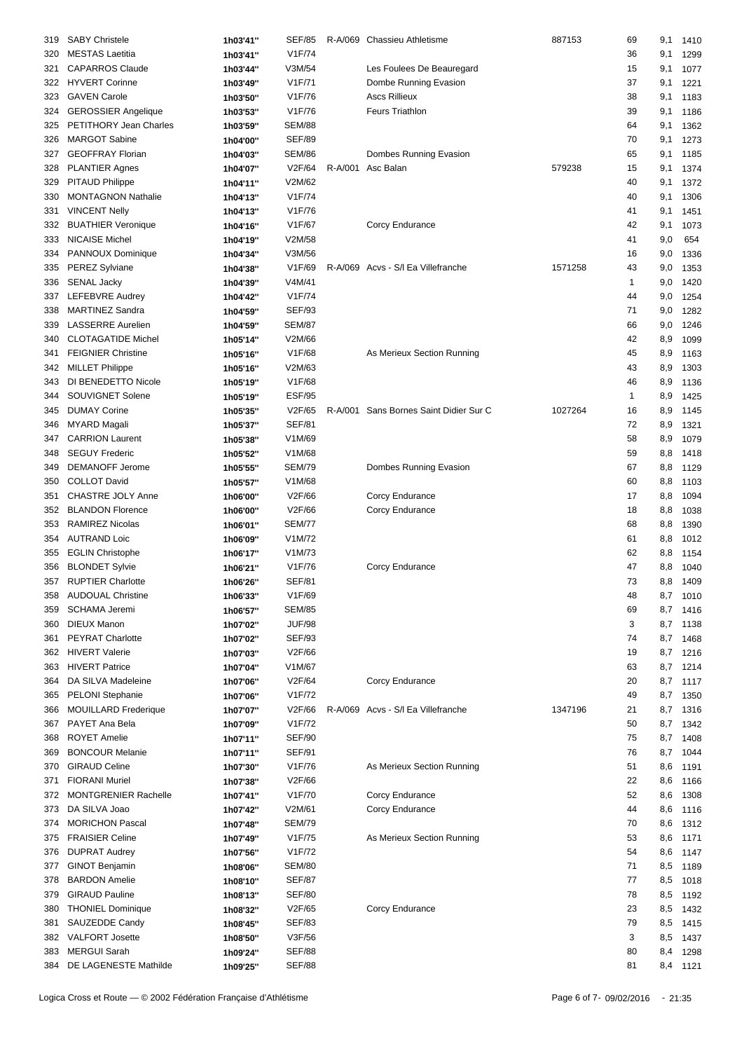| | | | | | | | | | |
|---|---|---|---|---|---|---|---|---|---|
| 319 | SABY Christele | 1h03'41'' | SEF/85 | R-A/069 | Chassieu Athletisme | 887153 | 69 | 9,1 | 1410 |
| 320 | MESTAS Laetitia | 1h03'41'' | V1F/74 | | | | 36 | 9,1 | 1299 |
| 321 | CAPARROS Claude | 1h03'44'' | V3M/54 | | Les Foulees De Beauregard | | 15 | 9,1 | 1077 |
| 322 | HYVERT Corinne | 1h03'49'' | V1F/71 | | Dombe Running Evasion | | 37 | 9,1 | 1221 |
| 323 | GAVEN Carole | 1h03'50'' | V1F/76 | | Ascs Rillieux | | 38 | 9,1 | 1183 |
| 324 | GEROSSIER Angelique | 1h03'53'' | V1F/76 | | Feurs Triathlon | | 39 | 9,1 | 1186 |
| 325 | PETITHORY Jean Charles | 1h03'59'' | SEM/88 | | | | 64 | 9,1 | 1362 |
| 326 | MARGOT Sabine | 1h04'00'' | SEF/89 | | | | 70 | 9,1 | 1273 |
| 327 | GEOFFRAY Florian | 1h04'03'' | SEM/86 | | Dombes Running Evasion | | 65 | 9,1 | 1185 |
| 328 | PLANTIER Agnes | 1h04'07'' | V2F/64 | R-A/001 | Asc Balan | 579238 | 15 | 9,1 | 1374 |
| 329 | PITAUD Philippe | 1h04'11'' | V2M/62 | | | | 40 | 9,1 | 1372 |
| 330 | MONTAGNON Nathalie | 1h04'13'' | V1F/74 | | | | 40 | 9,1 | 1306 |
| 331 | VINCENT Nelly | 1h04'13'' | V1F/76 | | | | 41 | 9,1 | 1451 |
| 332 | BUATHIER Veronique | 1h04'16'' | V1F/67 | | Corcy Endurance | | 42 | 9,1 | 1073 |
| 333 | NICAISE Michel | 1h04'19'' | V2M/58 | | | | 41 | 9,0 | 654 |
| 334 | PANNOUX Dominique | 1h04'34'' | V3M/56 | | | | 16 | 9,0 | 1336 |
| 335 | PEREZ Sylviane | 1h04'38'' | V1F/69 | R-A/069 | Acvs - S/l Ea Villefranche | 1571258 | 43 | 9,0 | 1353 |
| 336 | SENAL Jacky | 1h04'39'' | V4M/41 | | | | 1 | 9,0 | 1420 |
| 337 | LEFEBVRE Audrey | 1h04'42'' | V1F/74 | | | | 44 | 9,0 | 1254 |
| 338 | MARTINEZ Sandra | 1h04'59'' | SEF/93 | | | | 71 | 9,0 | 1282 |
| 339 | LASSERRE Aurelien | 1h04'59'' | SEM/87 | | | | 66 | 9,0 | 1246 |
| 340 | CLOTAGATIDE Michel | 1h05'14'' | V2M/66 | | | | 42 | 8,9 | 1099 |
| 341 | FEIGNIER Christine | 1h05'16'' | V1F/68 | | As Merieux Section Running | | 45 | 8,9 | 1163 |
| 342 | MILLET Philippe | 1h05'16'' | V2M/63 | | | | 43 | 8,9 | 1303 |
| 343 | DI BENEDETTO Nicole | 1h05'19'' | V1F/68 | | | | 46 | 8,9 | 1136 |
| 344 | SOUVIGNET Solene | 1h05'19'' | ESF/95 | | | | 1 | 8,9 | 1425 |
| 345 | DUMAY Corine | 1h05'35'' | V2F/65 | R-A/001 | Sans Bornes Saint Didier Sur C | 1027264 | 16 | 8,9 | 1145 |
| 346 | MYARD Magali | 1h05'37'' | SEF/81 | | | | 72 | 8,9 | 1321 |
| 347 | CARRION Laurent | 1h05'38'' | V1M/69 | | | | 58 | 8,9 | 1079 |
| 348 | SEGUY Frederic | 1h05'52'' | V1M/68 | | | | 59 | 8,8 | 1418 |
| 349 | DEMANOFF Jerome | 1h05'55'' | SEM/79 | | Dombes Running Evasion | | 67 | 8,8 | 1129 |
| 350 | COLLOT David | 1h05'57'' | V1M/68 | | | | 60 | 8,8 | 1103 |
| 351 | CHASTRE JOLY Anne | 1h06'00'' | V2F/66 | | Corcy Endurance | | 17 | 8,8 | 1094 |
| 352 | BLANDON Florence | 1h06'00'' | V2F/66 | | Corcy Endurance | | 18 | 8,8 | 1038 |
| 353 | RAMIREZ Nicolas | 1h06'01'' | SEM/77 | | | | 68 | 8,8 | 1390 |
| 354 | AUTRAND Loic | 1h06'09'' | V1M/72 | | | | 61 | 8,8 | 1012 |
| 355 | EGLIN Christophe | 1h06'17'' | V1M/73 | | | | 62 | 8,8 | 1154 |
| 356 | BLONDET Sylvie | 1h06'21'' | V1F/76 | | Corcy Endurance | | 47 | 8,8 | 1040 |
| 357 | RUPTIER Charlotte | 1h06'26'' | SEF/81 | | | | 73 | 8,8 | 1409 |
| 358 | AUDOUAL Christine | 1h06'33'' | V1F/69 | | | | 48 | 8,7 | 1010 |
| 359 | SCHAMA Jeremi | 1h06'57'' | SEM/85 | | | | 69 | 8,7 | 1416 |
| 360 | DIEUX Manon | 1h07'02'' | JUF/98 | | | | 3 | 8,7 | 1138 |
| 361 | PEYRAT Charlotte | 1h07'02'' | SEF/93 | | | | 74 | 8,7 | 1468 |
| 362 | HIVERT Valerie | 1h07'03'' | V2F/66 | | | | 19 | 8,7 | 1216 |
| 363 | HIVERT Patrice | 1h07'04'' | V1M/67 | | | | 63 | 8,7 | 1214 |
| 364 | DA SILVA Madeleine | 1h07'06'' | V2F/64 | | Corcy Endurance | | 20 | 8,7 | 1117 |
| 365 | PELONI Stephanie | 1h07'06'' | V1F/72 | | | | 49 | 8,7 | 1350 |
| 366 | MOUILLARD Frederique | 1h07'07'' | V2F/66 | R-A/069 | Acvs - S/l Ea Villefranche | 1347196 | 21 | 8,7 | 1316 |
| 367 | PAYET Ana Bela | 1h07'09'' | V1F/72 | | | | 50 | 8,7 | 1342 |
| 368 | ROYET Amelie | 1h07'11'' | SEF/90 | | | | 75 | 8,7 | 1408 |
| 369 | BONCOUR Melanie | 1h07'11'' | SEF/91 | | | | 76 | 8,7 | 1044 |
| 370 | GIRAUD Celine | 1h07'30'' | V1F/76 | | As Merieux Section Running | | 51 | 8,6 | 1191 |
| 371 | FIORANI Muriel | 1h07'38'' | V2F/66 | | | | 22 | 8,6 | 1166 |
| 372 | MONTGRENIER Rachelle | 1h07'41'' | V1F/70 | | Corcy Endurance | | 52 | 8,6 | 1308 |
| 373 | DA SILVA Joao | 1h07'42'' | V2M/61 | | Corcy Endurance | | 44 | 8,6 | 1116 |
| 374 | MORICHON Pascal | 1h07'48'' | SEM/79 | | | | 70 | 8,6 | 1312 |
| 375 | FRAISIER Celine | 1h07'49'' | V1F/75 | | As Merieux Section Running | | 53 | 8,6 | 1171 |
| 376 | DUPRAT Audrey | 1h07'56'' | V1F/72 | | | | 54 | 8,6 | 1147 |
| 377 | GINOT Benjamin | 1h08'06'' | SEM/80 | | | | 71 | 8,5 | 1189 |
| 378 | BARDON Amelie | 1h08'10'' | SEF/87 | | | | 77 | 8,5 | 1018 |
| 379 | GIRAUD Pauline | 1h08'13'' | SEF/80 | | | | 78 | 8,5 | 1192 |
| 380 | THONIEL Dominique | 1h08'32'' | V2F/65 | | Corcy Endurance | | 23 | 8,5 | 1432 |
| 381 | SAUZEDDE Candy | 1h08'45'' | SEF/83 | | | | 79 | 8,5 | 1415 |
| 382 | VALFORT Josette | 1h08'50'' | V3F/56 | | | | 3 | 8,5 | 1437 |
| 383 | MERGUI Sarah | 1h09'24'' | SEF/88 | | | | 80 | 8,4 | 1298 |
| 384 | DE LAGENESTE Mathilde | 1h09'25'' | SEF/88 | | | | 81 | 8,4 | 1121 |

Logica Cross et Route — © 2002 Fédération Française d'Athlétisme — 09/02/2016 - 21:35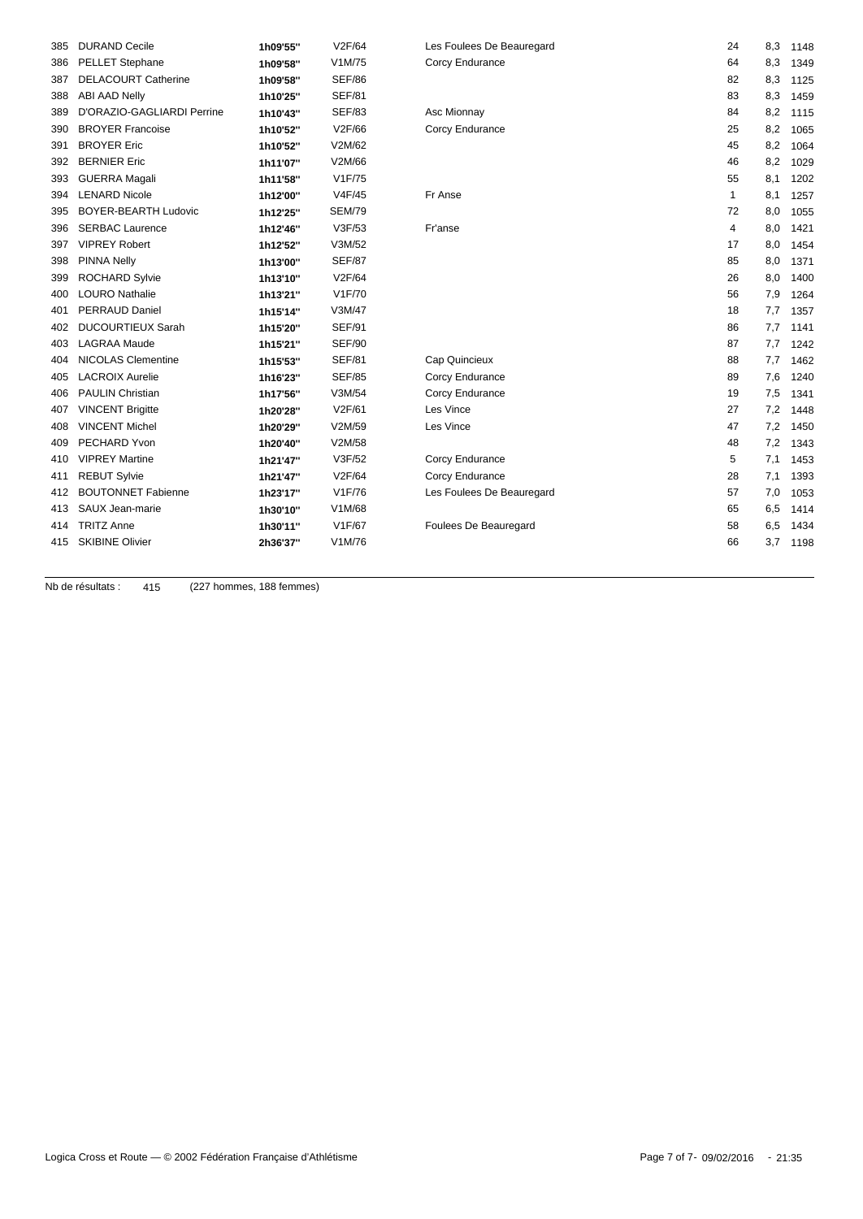| | | | | | | | |
|---|---|---|---|---|---|---|---|
| 385 | DURAND Cecile | 1h09'55'' | V2F/64 | Les Foulees De Beauregard | 24 | 8,3 | 1148 |
| 386 | PELLET Stephane | 1h09'58'' | V1M/75 | Corcy Endurance | 64 | 8,3 | 1349 |
| 387 | DELACOURT Catherine | 1h09'58'' | SEF/86 | | 82 | 8,3 | 1125 |
| 388 | ABI AAD Nelly | 1h10'25'' | SEF/81 | | 83 | 8,3 | 1459 |
| 389 | D'ORAZIO-GAGLIARDI Perrine | 1h10'43'' | SEF/83 | Asc Mionnay | 84 | 8,2 | 1115 |
| 390 | BROYER Francoise | 1h10'52'' | V2F/66 | Corcy Endurance | 25 | 8,2 | 1065 |
| 391 | BROYER Eric | 1h10'52'' | V2M/62 | | 45 | 8,2 | 1064 |
| 392 | BERNIER Eric | 1h11'07'' | V2M/66 | | 46 | 8,2 | 1029 |
| 393 | GUERRA Magali | 1h11'58'' | V1F/75 | | 55 | 8,1 | 1202 |
| 394 | LENARD Nicole | 1h12'00'' | V4F/45 | Fr Anse | 1 | 8,1 | 1257 |
| 395 | BOYER-BEARTH Ludovic | 1h12'25'' | SEM/79 | | 72 | 8,0 | 1055 |
| 396 | SERBAC Laurence | 1h12'46'' | V3F/53 | Fr'anse | 4 | 8,0 | 1421 |
| 397 | VIPREY Robert | 1h12'52'' | V3M/52 | | 17 | 8,0 | 1454 |
| 398 | PINNA Nelly | 1h13'00'' | SEF/87 | | 85 | 8,0 | 1371 |
| 399 | ROCHARD Sylvie | 1h13'10'' | V2F/64 | | 26 | 8,0 | 1400 |
| 400 | LOURO Nathalie | 1h13'21'' | V1F/70 | | 56 | 7,9 | 1264 |
| 401 | PERRAUD Daniel | 1h15'14'' | V3M/47 | | 18 | 7,7 | 1357 |
| 402 | DUCOURTIEUX Sarah | 1h15'20'' | SEF/91 | | 86 | 7,7 | 1141 |
| 403 | LAGRAA Maude | 1h15'21'' | SEF/90 | | 87 | 7,7 | 1242 |
| 404 | NICOLAS Clementine | 1h15'53'' | SEF/81 | Cap Quincieux | 88 | 7,7 | 1462 |
| 405 | LACROIX Aurelie | 1h16'23'' | SEF/85 | Corcy Endurance | 89 | 7,6 | 1240 |
| 406 | PAULIN Christian | 1h17'56'' | V3M/54 | Corcy Endurance | 19 | 7,5 | 1341 |
| 407 | VINCENT Brigitte | 1h20'28'' | V2F/61 | Les Vince | 27 | 7,2 | 1448 |
| 408 | VINCENT Michel | 1h20'29'' | V2M/59 | Les Vince | 47 | 7,2 | 1450 |
| 409 | PECHARD Yvon | 1h20'40'' | V2M/58 | | 48 | 7,2 | 1343 |
| 410 | VIPREY Martine | 1h21'47'' | V3F/52 | Corcy Endurance | 5 | 7,1 | 1453 |
| 411 | REBUT Sylvie | 1h21'47'' | V2F/64 | Corcy Endurance | 28 | 7,1 | 1393 |
| 412 | BOUTONNET Fabienne | 1h23'17'' | V1F/76 | Les Foulees De Beauregard | 57 | 7,0 | 1053 |
| 413 | SAUX Jean-marie | 1h30'10'' | V1M/68 | | 65 | 6,5 | 1414 |
| 414 | TRITZ Anne | 1h30'11'' | V1F/67 | Foulees De Beauregard | 58 | 6,5 | 1434 |
| 415 | SKIBINE Olivier | 2h36'37'' | V1M/76 | | 66 | 3,7 | 1198 |

Nb de résultats : 415 (227 hommes, 188 femmes)